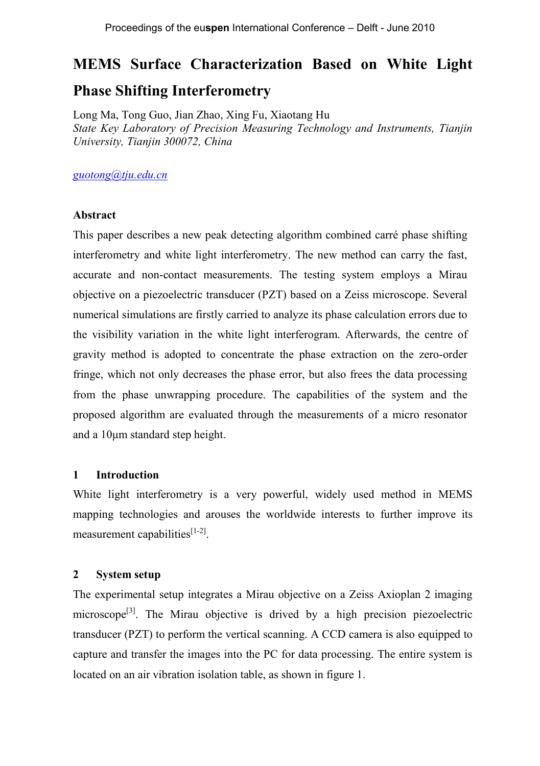# MEMS Surface Characterization Based on White Light Phase Shifting Interferometry

Long Ma, Tong Guo, Jian Zhao, Xing Fu, Xiaotang Hu

*State Key Laboratory of Precision Measuring Technology and Instruments, Tianjin University, Tianjin 300072, China*

guotong@tju.edu.cn

## Abstract

This paper describes a new peak detecting algorithm combined carré phase shifting interferometry and white light interferometry. The new method can carry the fast, accurate and non-contact measurements. The testing system employs a Mirau objective on a piezoelectric transducer (PZT) based on a Zeiss microscope. Several numerical simulations are firstly carried to analyze its phase calculation errors due to the visibility variation in the white light interferogram. Afterwards, the centre of gravity method is adopted to concentrate the phase extraction on the zero-order fringe, which not only decreases the phase error, but also frees the data processing from the phase unwrapping procedure. The capabilities of the system and the proposed algorithm are evaluated through the measurements of a micro resonator and a 10μm standard step height.

## 1 Introduction

White light interferometry is a very powerful, widely used method in MEMS mapping technologies and arouses the worldwide interests to further improve its measurement capabilities[1-2].

## 2 System setup

The experimental setup integrates a Mirau objective on a Zeiss Axioplan 2 imaging microscope[3]. The Mirau objective is drived by a high precision piezoelectric transducer (PZT) to perform the vertical scanning. A CCD camera is also equipped to capture and transfer the images into the PC for data processing. The entire system is located on an air vibration isolation table, as shown in figure 1.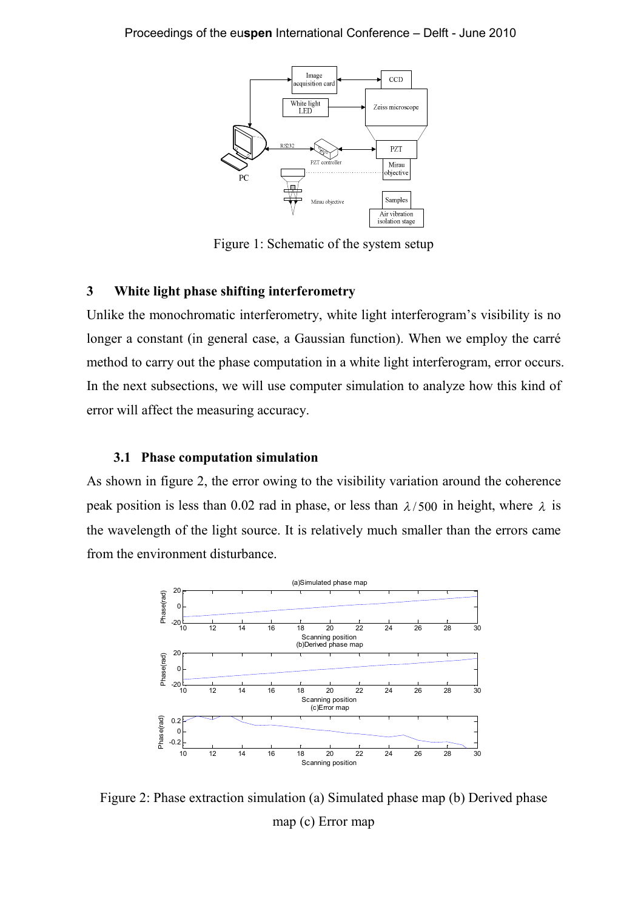Figure 1: Schematic of the system setup

## 3 White light phase shifting interferometry

Unlike the monochromatic interferometry, white light interferogram's visibility is no longer a constant (in general case, a Gaussian function). When we employ the carré method to carry out the phase computation in a white light interferogram, error occurs. In the next subsections, we will use computer simulation to analyze how this kind of error will affect the measuring accuracy.

### 3.1 Phase computation simulation

As shown in figure 2, the error owing to the visibility variation around the coherence peak position is less than 0.02 rad in phase, or less than $\lambda / 500$ in height, where $\lambda$ is the wavelength of the light source. It is relatively much smaller than the errors came from the environment disturbance.

Figure 2: Phase extraction simulation (a) Simulated phase map (b) Derived phase map (c) Error map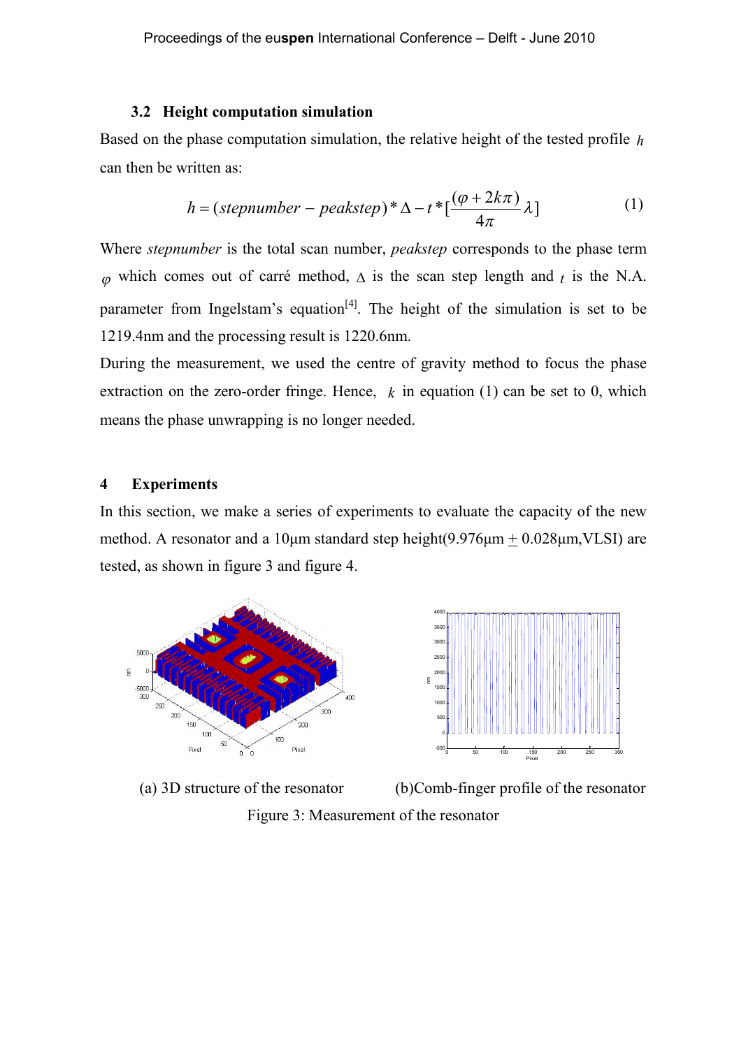### 3.2 Height computation simulation

Based on the phase computation simulation, the relative height of the tested profile $h$ can then be written as:

$$h = (stepnumber - peakstep) * \Delta - t * [\frac{(\varphi + 2k\pi)}{4\pi}\lambda] \tag{1}$$

Where *stepnumber* is the total scan number, *peakstep* corresponds to the phase term $\varphi$ which comes out of carré method, $\Delta$ is the scan step length and $t$ is the N.A. parameter from Ingelstam's equation[4]. The height of the simulation is set to be 1219.4nm and the processing result is 1220.6nm.

During the measurement, we used the centre of gravity method to focus the phase extraction on the zero-order fringe. Hence, $k$ in equation (1) can be set to 0, which means the phase unwrapping is no longer needed.

## 4 Experiments

In this section, we make a series of experiments to evaluate the capacity of the new method. A resonator and a 10μm standard step height(9.976μm ± 0.028μm,VLSI) are tested, as shown in figure 3 and figure 4.

(a) 3D structure of the resonator

(b)Comb-finger profile of the resonator

Figure 3: Measurement of the resonator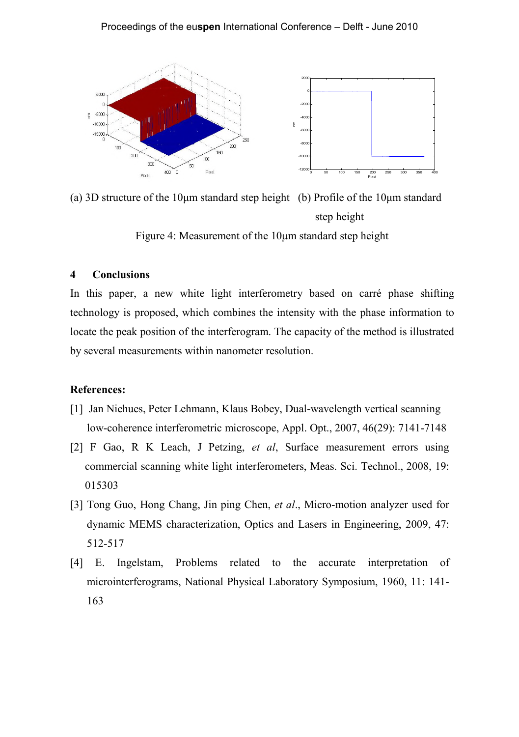5000
0
-5000
-10000
-15000
nm
0
100
200
300
400
Pixel
0
50
100
150
200
250
Pixel

2000
0
-2000
-4000
-6000
-8000
-10000
-12000
nm
0
50
100
150
200
250
300
350
400
Pixel

(a) 3D structure of the 10μm standard step height (b) Profile of the 10μm standard step height

Figure 4: Measurement of the 10μm standard step height

## 4 Conclusions

In this paper, a new white light interferometry based on carré phase shifting technology is proposed, which combines the intensity with the phase information to locate the peak position of the interferogram. The capacity of the method is illustrated by several measurements within nanometer resolution.

**References:**

[1] Jan Niehues, Peter Lehmann, Klaus Bobey, Dual-wavelength vertical scanning low-coherence interferometric microscope, Appl. Opt., 2007, 46(29): 7141-7148

[2] F Gao, R K Leach, J Petzing, *et al*, Surface measurement errors using commercial scanning white light interferometers, Meas. Sci. Technol., 2008, 19: 015303

[3] Tong Guo, Hong Chang, Jin ping Chen, *et al*., Micro-motion analyzer used for dynamic MEMS characterization, Optics and Lasers in Engineering, 2009, 47: 512-517

[4] E. Ingelstam, Problems related to the accurate interpretation of microinterferograms, National Physical Laboratory Symposium, 1960, 11: 141-163